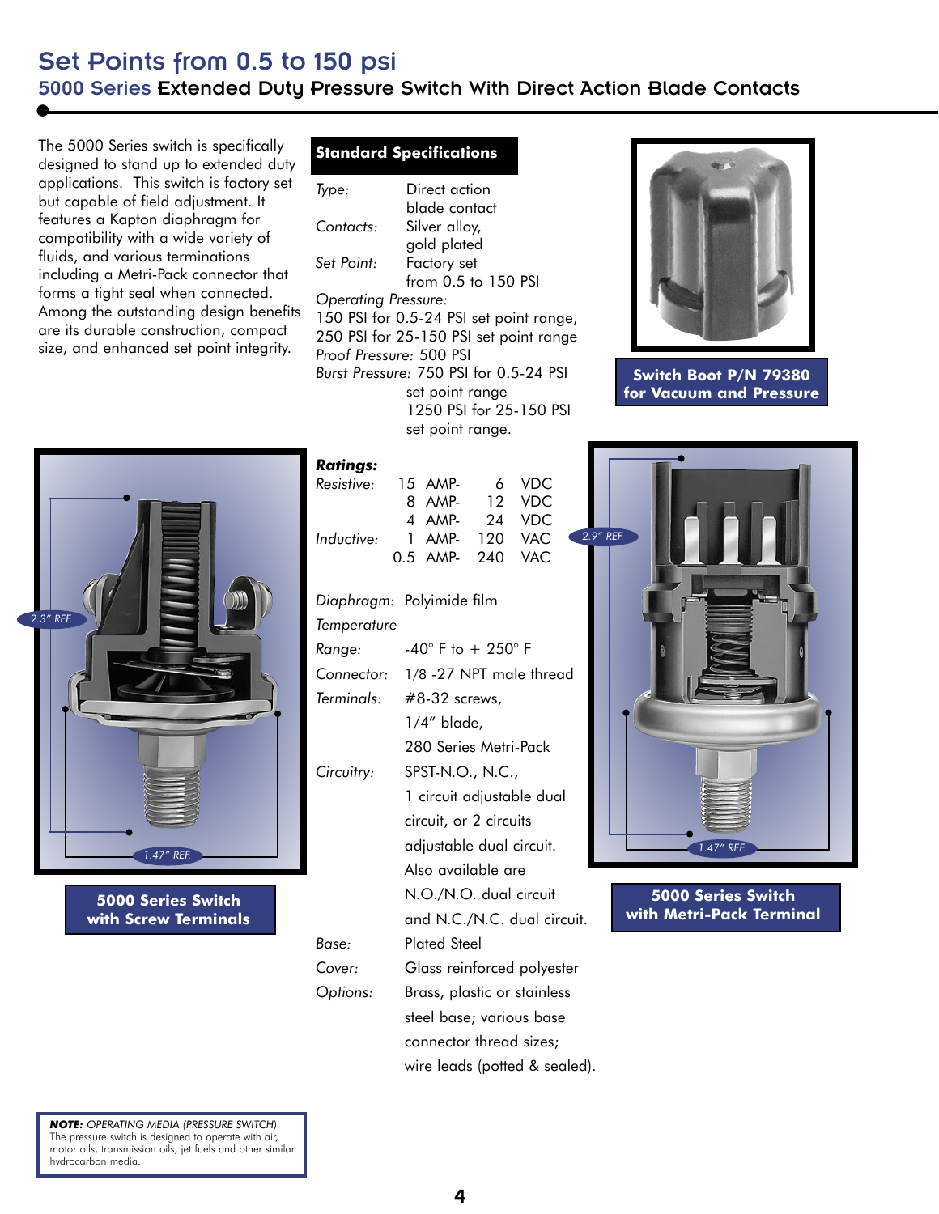# Set Points from 0.5 to 150 psi

## 5000 Series Extended Duty Pressure Switch With Direct Action Blade Contacts

The 5000 Series switch is specifically designed to stand up to extended duty applications. This switch is factory set but capable of field adjustment. It features a Kapton diaphragm for compatibility with a wide variety of fluids, and various terminations including a Metri-Pack connector that forms a tight seal when connected. Among the outstanding design benefits are its durable construction, compact size, and enhanced set point integrity.

### Standard Specifications

*Type:* Direct action blade contact

*Contacts:* Silver alloy, gold plated

*Set Point:* Factory set from 0.5 to 150 PSI

*Operating Pressure:*
150 PSI for 0.5-24 PSI set point range,
250 PSI for 25-150 PSI set point range

*Proof Pressure:* 500 PSI

*Burst Pressure:* 750 PSI for 0.5-24 PSI set point range
1250 PSI for 25-150 PSI set point range.

***Ratings:***

| | | |
|---|---|---|
| *Resistive:* | 15 AMP- | 6 VDC |
| | 8 AMP- | 12 VDC |
| | 4 AMP- | 24 VDC |
| *Inductive:* | 1 AMP- | 120 VAC |
| | 0.5 AMP- | 240 VAC |

*Diaphragm:* Polyimide film

*Temperature Range:* -40° F to + 250° F

*Connector:* 1/8 -27 NPT male thread

*Terminals:* #8-32 screws, 1/4" blade, 280 Series Metri-Pack

*Circuitry:* SPST-N.O., N.C., 1 circuit adjustable dual circuit, or 2 circuits adjustable dual circuit. Also available are N.O./N.O. dual circuit and N.C./N.C. dual circuit.

*Base:* Plated Steel

*Cover:* Glass reinforced polyester

*Options:* Brass, plastic or stainless steel base; various base connector thread sizes; wire leads (potted & sealed).

**Switch Boot P/N 79380 for Vacuum and Pressure**

2.3" REF.

1.47" REF.

**5000 Series Switch with Screw Terminals**

2.9" REF.

1.47" REF.

**5000 Series Switch with Metri-Pack Terminal**

***NOTE:*** *OPERATING MEDIA (PRESSURE SWITCH)*
The pressure switch is designed to operate with air, motor oils, transmission oils, jet fuels and other similar hydrocarbon media.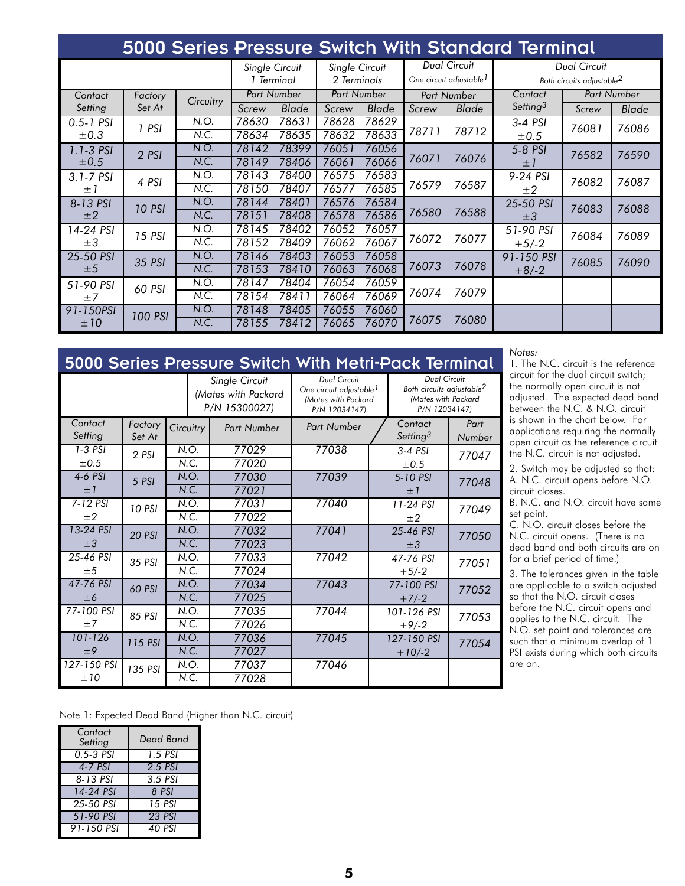# 5000 Series Pressure Switch With Standard Terminal

| | | | Single Circuit 1 Terminal | | Single Circuit 2 Terminals | | Dual Circuit One circuit adjustable[1] | | Dual Circuit Both circuits adjustable[2] | | |
|---|---|---|---|---|---|---|---|---|---|---|---|
| Contact Setting | Factory Set At | Circuitry | Part Number | | Part Number | | Part Number | | Contact Setting[3] | Part Number | |
| | | | Screw | Blade | Screw | Blade | Screw | Blade | | Screw | Blade |
| 0.5-1 PSI ±0.3 | 1 PSI | N.O. | 78630 | 78631 | 78628 | 78629 | 78711 | 78712 | 3-4 PSI ±0.5 | 76081 | 76086 |
| | | N.C. | 78634 | 78635 | 78632 | 78633 | | | | | |
| 1.1-3 PSI ±0.5 | 2 PSI | N.O. | 78142 | 78399 | 76051 | 76056 | 76071 | 76076 | 5-8 PSI ±1 | 76582 | 76590 |
| | | N.C. | 78149 | 78406 | 76061 | 76066 | | | | | |
| 3.1-7 PSI ±1 | 4 PSI | N.O. | 78143 | 78400 | 76575 | 76583 | 76579 | 76587 | 9-24 PSI ±2 | 76082 | 76087 |
| | | N.C. | 78150 | 78407 | 76577 | 76585 | | | | | |
| 8-13 PSI ±2 | 10 PSI | N.O. | 78144 | 78401 | 76576 | 76584 | 76580 | 76588 | 25-50 PSI ±3 | 76083 | 76088 |
| | | N.C. | 78151 | 78408 | 76578 | 76586 | | | | | |
| 14-24 PSI ±3 | 15 PSI | N.O. | 78145 | 78402 | 76052 | 76057 | 76072 | 76077 | 51-90 PSI +5/-2 | 76084 | 76089 |
| | | N.C. | 78152 | 78409 | 76062 | 76067 | | | | | |
| 25-50 PSI ±5 | 35 PSI | N.O. | 78146 | 78403 | 76053 | 76058 | 76073 | 76078 | 91-150 PSI +8/-2 | 76085 | 76090 |
| | | N.C. | 78153 | 78410 | 76063 | 76068 | | | | | |
| 51-90 PSI ±7 | 60 PSI | N.O. | 78147 | 78404 | 76054 | 76059 | 76074 | 76079 | | | |
| | | N.C. | 78154 | 78411 | 76064 | 76069 | | | | | |
| 91-150PSI ±10 | 100 PSI | N.O. | 78148 | 78405 | 76055 | 76060 | 76075 | 76080 | | | |
| | | N.C. | 78155 | 78412 | 76065 | 76070 | | | | | |

# 5000 Series Pressure Switch With Metri-Pack Terminal

| | | | Single Circuit (Mates with Packard P/N 15300027) | Dual Circuit One circuit adjustable[1] (Mates with Packard P/N 12034147) | Dual Circuit Both circuits adjustable[2] (Mates with Packard P/N 12034147) | |
|---|---|---|---|---|---|---|
| Contact Setting | Factory Set At | Circuitry | Part Number | Part Number | Contact Setting[3] | Part Number |
| 1-3 PSI ±0.5 | 2 PSI | N.O. | 77029 | 77038 | 3-4 PSI ±0.5 | 77047 |
| | | N.C. | 77020 | | | |
| 4-6 PSI ±1 | 5 PSI | N.O. | 77030 | 77039 | 5-10 PSI ±1 | 77048 |
| | | N.C. | 77021 | | | |
| 7-12 PSI ±2 | 10 PSI | N.O. | 77031 | 77040 | 11-24 PSI ±2 | 77049 |
| | | N.C. | 77022 | | | |
| 13-24 PSI ±3 | 20 PSI | N.O. | 77032 | 77041 | 25-46 PSI ±3 | 77050 |
| | | N.C. | 77023 | | | |
| 25-46 PSI ±5 | 35 PSI | N.O. | 77033 | 77042 | 47-76 PSI +5/-2 | 77051 |
| | | N.C. | 77024 | | | |
| 47-76 PSI ±6 | 60 PSI | N.O. | 77034 | 77043 | 77-100 PSI +7/-2 | 77052 |
| | | N.C. | 77025 | | | |
| 77-100 PSI ±7 | 85 PSI | N.O. | 77035 | 77044 | 101-126 PSI +9/-2 | 77053 |
| | | N.C. | 77026 | | | |
| 101-126 ±9 | 115 PSI | N.O. | 77036 | 77045 | 127-150 PSI +10/-2 | 77054 |
| | | N.C. | 77027 | | | |
| 127-150 PSI ±10 | 135 PSI | N.O. | 77037 | 77046 | | |
| | | N.C. | 77028 | | | |

Notes:

1. The N.C. circuit is the reference circuit for the dual circuit switch; the normally open circuit is not adjusted. The expected dead band between the N.C. & N.O. circuit is shown in the chart below. For applications requiring the normally open circuit as the reference circuit the N.C. circuit is not adjusted.
2. Switch may be adjusted so that:
   A. N.C. circuit opens before N.O. circuit closes.
   B. N.C. and N.O. circuit have same set point.
   C. N.O. circuit closes before the N.C. circuit opens. (There is no dead band and both circuits are on for a brief period of time.)
3. The tolerances given in the table are applicable to a switch adjusted so that the N.O. circuit closes before the N.C. circuit opens and applies to the N.C. circuit. The N.O. set point and tolerances are such that a minimum overlap of 1 PSI exists during which both circuits are on.

Note 1: Expected Dead Band (Higher than N.C. circuit)

| Contact Setting | Dead Band |
|---|---|
| 0.5-3 PSI | 1.5 PSI |
| 4-7 PSI | 2.5 PSI |
| 8-13 PSI | 3.5 PSI |
| 14-24 PSI | 8 PSI |
| 25-50 PSI | 15 PSI |
| 51-90 PSI | 23 PSI |
| 91-150 PSI | 40 PSI |